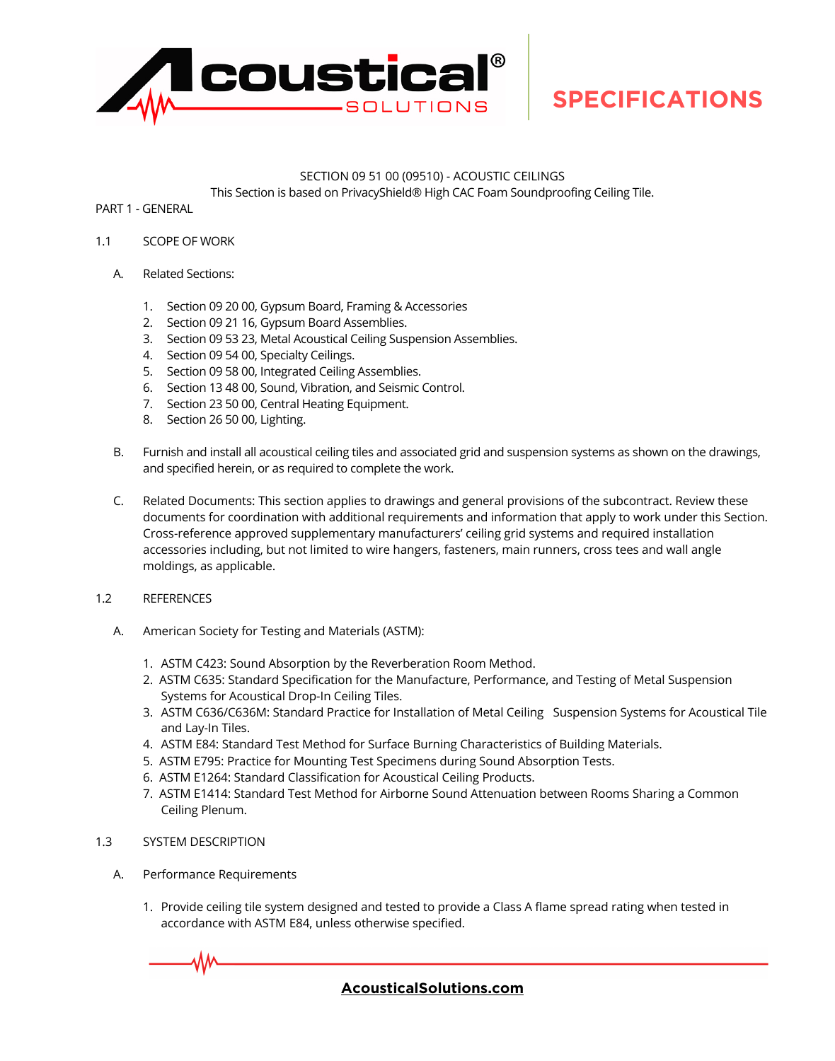# SECTION 09 51 00 (09510) - ACOUSTIC CEILINGS

This Section is based on PrivacyShield® High CAC Foam Soundproofing Ceiling Tile.

## PART 1 - GENERAL

### 1.1 SCOPE OF WORK

A. Related Sections:

1. Section 09 20 00, Gypsum Board, Framing & Accessories
2. Section 09 21 16, Gypsum Board Assemblies.
3. Section 09 53 23, Metal Acoustical Ceiling Suspension Assemblies.
4. Section 09 54 00, Specialty Ceilings.
5. Section 09 58 00, Integrated Ceiling Assemblies.
6. Section 13 48 00, Sound, Vibration, and Seismic Control.
7. Section 23 50 00, Central Heating Equipment.
8. Section 26 50 00, Lighting.

B. Furnish and install all acoustical ceiling tiles and associated grid and suspension systems as shown on the drawings, and specified herein, or as required to complete the work.

C. Related Documents: This section applies to drawings and general provisions of the subcontract. Review these documents for coordination with additional requirements and information that apply to work under this Section. Cross-reference approved supplementary manufacturers' ceiling grid systems and required installation accessories including, but not limited to wire hangers, fasteners, main runners, cross tees and wall angle moldings, as applicable.

### 1.2 REFERENCES

A. American Society for Testing and Materials (ASTM):

1. ASTM C423: Sound Absorption by the Reverberation Room Method.
2. ASTM C635: Standard Specification for the Manufacture, Performance, and Testing of Metal Suspension Systems for Acoustical Drop-In Ceiling Tiles.
3. ASTM C636/C636M: Standard Practice for Installation of Metal Ceiling Suspension Systems for Acoustical Tile and Lay-In Tiles.
4. ASTM E84: Standard Test Method for Surface Burning Characteristics of Building Materials.
5. ASTM E795: Practice for Mounting Test Specimens during Sound Absorption Tests.
6. ASTM E1264: Standard Classification for Acoustical Ceiling Products.
7. ASTM E1414: Standard Test Method for Airborne Sound Attenuation between Rooms Sharing a Common Ceiling Plenum.

### 1.3 SYSTEM DESCRIPTION

A. Performance Requirements

1. Provide ceiling tile system designed and tested to provide a Class A flame spread rating when tested in accordance with ASTM E84, unless otherwise specified.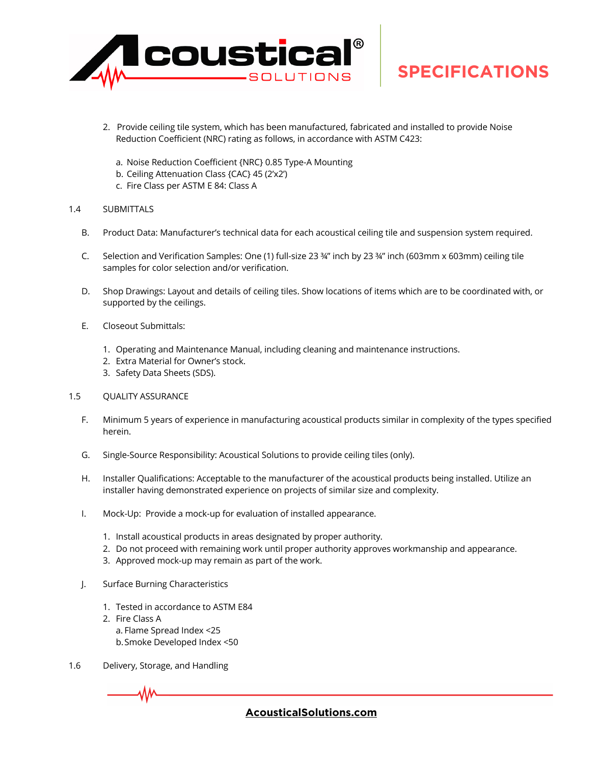2. Provide ceiling tile system, which has been manufactured, fabricated and installed to provide Noise Reduction Coefficient (NRC) rating as follows, in accordance with ASTM C423:

   a. Noise Reduction Coefficient {NRC} 0.85 Type-A Mounting
   b. Ceiling Attenuation Class {CAC} 45 (2'x2')
   c. Fire Class per ASTM E 84: Class A

1.4 SUBMITTALS

B. Product Data: Manufacturer's technical data for each acoustical ceiling tile and suspension system required.

C. Selection and Verification Samples: One (1) full-size 23 ¾" inch by 23 ¾" inch (603mm x 603mm) ceiling tile samples for color selection and/or verification.

D. Shop Drawings: Layout and details of ceiling tiles. Show locations of items which are to be coordinated with, or supported by the ceilings.

E. Closeout Submittals:

   1. Operating and Maintenance Manual, including cleaning and maintenance instructions.
   2. Extra Material for Owner's stock.
   3. Safety Data Sheets (SDS).

1.5 QUALITY ASSURANCE

F. Minimum 5 years of experience in manufacturing acoustical products similar in complexity of the types specified herein.

G. Single-Source Responsibility: Acoustical Solutions to provide ceiling tiles (only).

H. Installer Qualifications: Acceptable to the manufacturer of the acoustical products being installed. Utilize an installer having demonstrated experience on projects of similar size and complexity.

I. Mock-Up: Provide a mock-up for evaluation of installed appearance.

   1. Install acoustical products in areas designated by proper authority.
   2. Do not proceed with remaining work until proper authority approves workmanship and appearance.
   3. Approved mock-up may remain as part of the work.

J. Surface Burning Characteristics

   1. Tested in accordance to ASTM E84
   2. Fire Class A
      a. Flame Spread Index <25
      b. Smoke Developed Index <50

1.6 Delivery, Storage, and Handling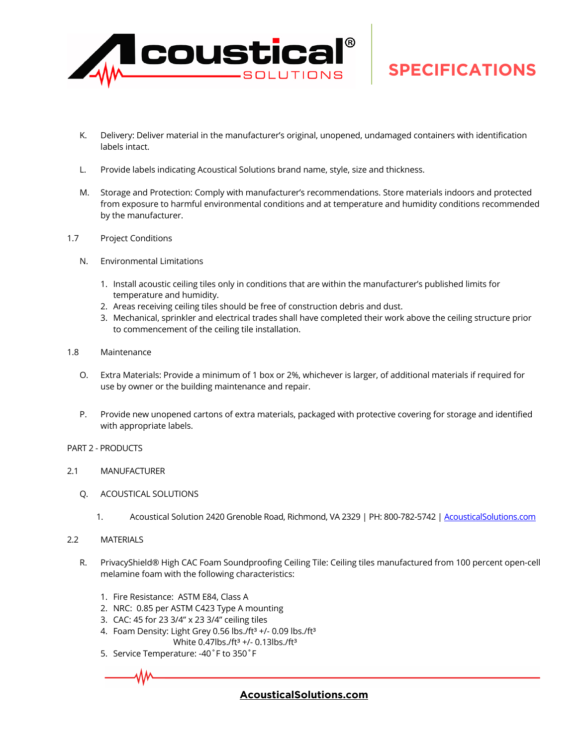K. Delivery: Deliver material in the manufacturer's original, unopened, undamaged containers with identification labels intact.

L. Provide labels indicating Acoustical Solutions brand name, style, size and thickness.

M. Storage and Protection: Comply with manufacturer's recommendations. Store materials indoors and protected from exposure to harmful environmental conditions and at temperature and humidity conditions recommended by the manufacturer.

1.7 Project Conditions

N. Environmental Limitations

1. Install acoustic ceiling tiles only in conditions that are within the manufacturer's published limits for temperature and humidity.
2. Areas receiving ceiling tiles should be free of construction debris and dust.
3. Mechanical, sprinkler and electrical trades shall have completed their work above the ceiling structure prior to commencement of the ceiling tile installation.

1.8 Maintenance

O. Extra Materials: Provide a minimum of 1 box or 2%, whichever is larger, of additional materials if required for use by owner or the building maintenance and repair.

P. Provide new unopened cartons of extra materials, packaged with protective covering for storage and identified with appropriate labels.

PART 2 - PRODUCTS

2.1 MANUFACTURER

Q. ACOUSTICAL SOLUTIONS

1. Acoustical Solution 2420 Grenoble Road, Richmond, VA 2329 | PH: 800-782-5742 | AcousticalSolutions.com

2.2 MATERIALS

R. PrivacyShield® High CAC Foam Soundproofing Ceiling Tile: Ceiling tiles manufactured from 100 percent open-cell melamine foam with the following characteristics:

1. Fire Resistance: ASTM E84, Class A
2. NRC: 0.85 per ASTM C423 Type A mounting
3. CAC: 45 for 23 3/4" x 23 3/4" ceiling tiles
4. Foam Density: Light Grey 0.56 lbs./ft³ +/- 0.09 lbs./ft³
   White 0.47lbs./ft³ +/- 0.13lbs./ft³
5. Service Temperature: -40˚F to 350˚F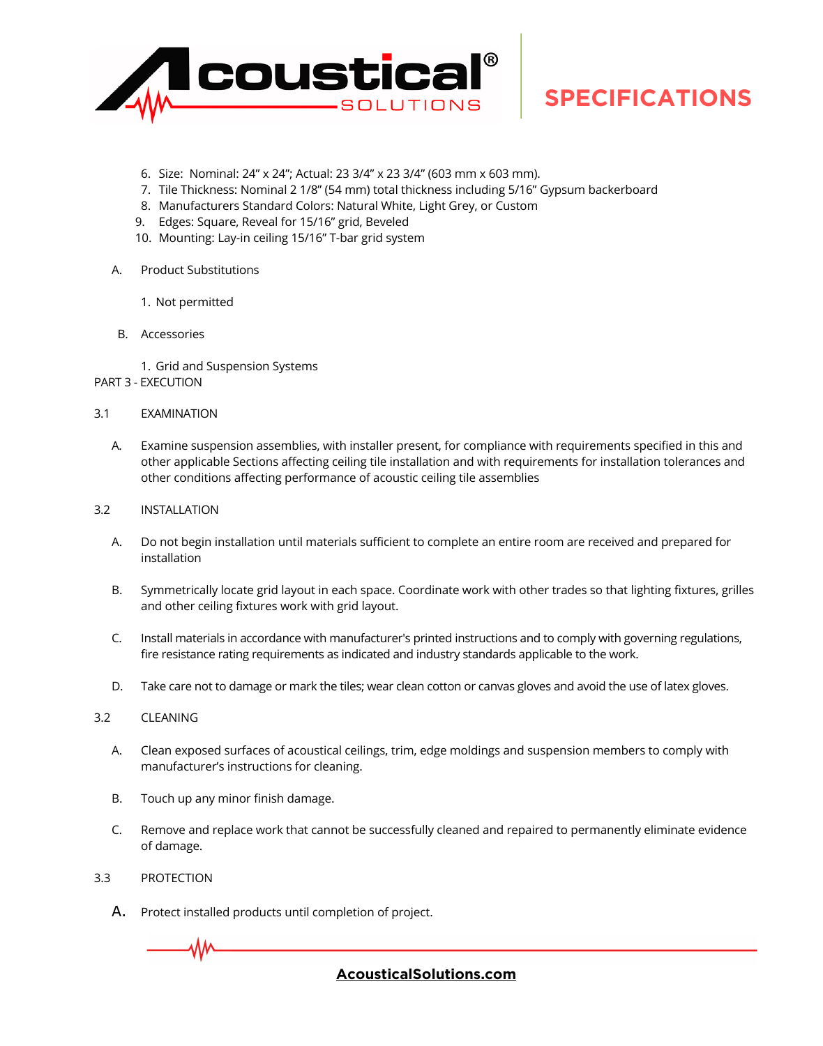6. Size: Nominal: 24" x 24"; Actual: 23 3/4" x 23 3/4" (603 mm x 603 mm).
7. Tile Thickness: Nominal 2 1/8" (54 mm) total thickness including 5/16" Gypsum backerboard
8. Manufacturers Standard Colors: Natural White, Light Grey, or Custom
9. Edges: Square, Reveal for 15/16" grid, Beveled
10. Mounting: Lay-in ceiling 15/16" T-bar grid system

A. Product Substitutions

1. Not permitted

B. Accessories

1. Grid and Suspension Systems

PART 3 - EXECUTION

3.1 EXAMINATION

A. Examine suspension assemblies, with installer present, for compliance with requirements specified in this and other applicable Sections affecting ceiling tile installation and with requirements for installation tolerances and other conditions affecting performance of acoustic ceiling tile assemblies

3.2 INSTALLATION

A. Do not begin installation until materials sufficient to complete an entire room are received and prepared for installation

B. Symmetrically locate grid layout in each space. Coordinate work with other trades so that lighting fixtures, grilles and other ceiling fixtures work with grid layout.

C. Install materials in accordance with manufacturer's printed instructions and to comply with governing regulations, fire resistance rating requirements as indicated and industry standards applicable to the work.

D. Take care not to damage or mark the tiles; wear clean cotton or canvas gloves and avoid the use of latex gloves.

3.2 CLEANING

A. Clean exposed surfaces of acoustical ceilings, trim, edge moldings and suspension members to comply with manufacturer's instructions for cleaning.

B. Touch up any minor finish damage.

C. Remove and replace work that cannot be successfully cleaned and repaired to permanently eliminate evidence of damage.

3.3 PROTECTION

A. Protect installed products until completion of project.